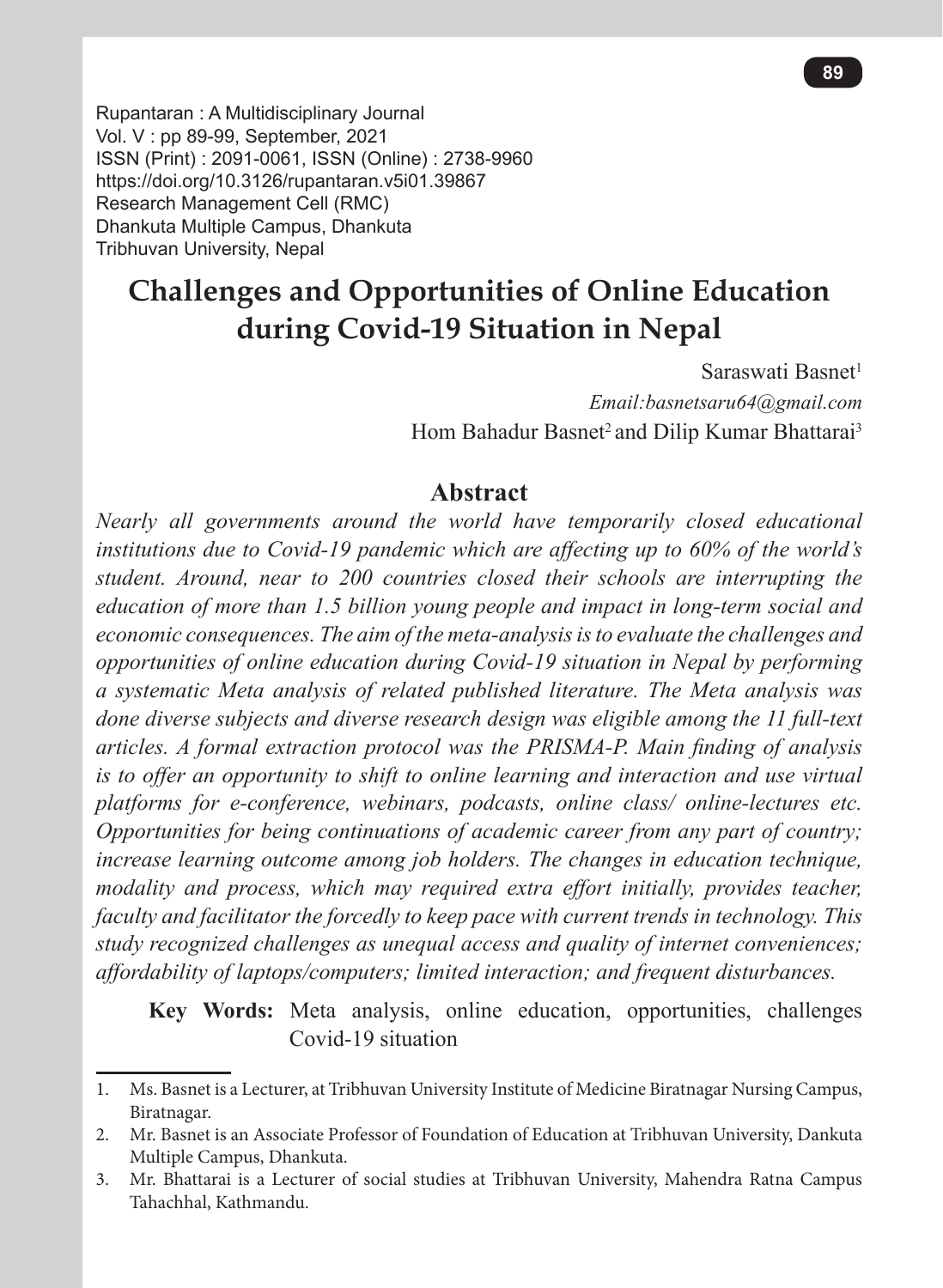Rupantaran : A Multidisciplinary Journal
Vol. V : pp 89-99, September, 2021
ISSN (Print) : 2091-0061, ISSN (Online) : 2738-9960
https://doi.org/10.3126/rupantaran.v5i01.39867
Research Management Cell (RMC)
Dhankuta Multiple Campus, Dhankuta
Tribhuvan University, Nepal

# Challenges and Opportunities of Online Education during Covid-19 Situation in Nepal

Saraswati Basnet[1]
*Email:basnetsaru64@gmail.com*
Hom Bahadur Basnet[2] and Dilip Kumar Bhattarai[3]

## Abstract

*Nearly all governments around the world have temporarily closed educational institutions due to Covid-19 pandemic which are affecting up to 60% of the world's student. Around, near to 200 countries closed their schools are interrupting the education of more than 1.5 billion young people and impact in long-term social and economic consequences. The aim of the meta-analysis is to evaluate the challenges and opportunities of online education during Covid-19 situation in Nepal by performing a systematic Meta analysis of related published literature. The Meta analysis was done diverse subjects and diverse research design was eligible among the 11 full-text articles. A formal extraction protocol was the PRISMA-P. Main finding of analysis is to offer an opportunity to shift to online learning and interaction and use virtual platforms for e-conference, webinars, podcasts, online class/ online-lectures etc. Opportunities for being continuations of academic career from any part of country; increase learning outcome among job holders. The changes in education technique, modality and process, which may required extra effort initially, provides teacher, faculty and facilitator the forcedly to keep pace with current trends in technology. This study recognized challenges as unequal access and quality of internet conveniences; affordability of laptops/computers; limited interaction; and frequent disturbances.*

**Key Words:** Meta analysis, online education, opportunities, challenges Covid-19 situation

---

1. Ms. Basnet is a Lecturer, at Tribhuvan University Institute of Medicine Biratnagar Nursing Campus, Biratnagar.
2. Mr. Basnet is an Associate Professor of Foundation of Education at Tribhuvan University, Dankuta Multiple Campus, Dhankuta.
3. Mr. Bhattarai is a Lecturer of social studies at Tribhuvan University, Mahendra Ratna Campus Tahachhal, Kathmandu.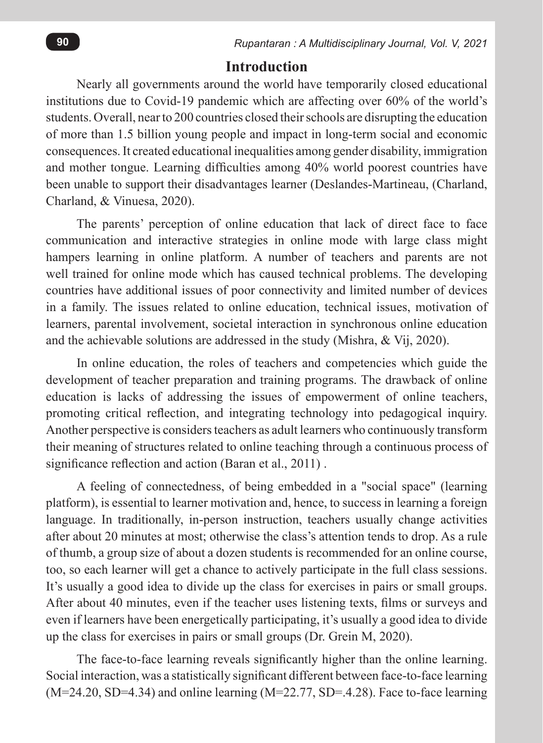## Introduction

Nearly all governments around the world have temporarily closed educational institutions due to Covid-19 pandemic which are affecting over 60% of the world's students. Overall, near to 200 countries closed their schools are disrupting the education of more than 1.5 billion young people and impact in long-term social and economic consequences. It created educational inequalities among gender disability, immigration and mother tongue. Learning difficulties among 40% world poorest countries have been unable to support their disadvantages learner (Deslandes-Martineau, (Charland, Charland, & Vinuesa, 2020).

The parents' perception of online education that lack of direct face to face communication and interactive strategies in online mode with large class might hampers learning in online platform. A number of teachers and parents are not well trained for online mode which has caused technical problems. The developing countries have additional issues of poor connectivity and limited number of devices in a family. The issues related to online education, technical issues, motivation of learners, parental involvement, societal interaction in synchronous online education and the achievable solutions are addressed in the study (Mishra, & Vij, 2020).

In online education, the roles of teachers and competencies which guide the development of teacher preparation and training programs. The drawback of online education is lacks of addressing the issues of empowerment of online teachers, promoting critical reflection, and integrating technology into pedagogical inquiry. Another perspective is considers teachers as adult learners who continuously transform their meaning of structures related to online teaching through a continuous process of significance reflection and action (Baran et al., 2011) .

A feeling of connectedness, of being embedded in a "social space" (learning platform), is essential to learner motivation and, hence, to success in learning a foreign language. In traditionally, in-person instruction, teachers usually change activities after about 20 minutes at most; otherwise the class's attention tends to drop. As a rule of thumb, a group size of about a dozen students is recommended for an online course, too, so each learner will get a chance to actively participate in the full class sessions. It's usually a good idea to divide up the class for exercises in pairs or small groups. After about 40 minutes, even if the teacher uses listening texts, films or surveys and even if learners have been energetically participating, it's usually a good idea to divide up the class for exercises in pairs or small groups (Dr. Grein M, 2020).

The face-to-face learning reveals significantly higher than the online learning. Social interaction, was a statistically significant different between face-to-face learning (M=24.20, SD=4.34) and online learning (M=22.77, SD=.4.28). Face to-face learning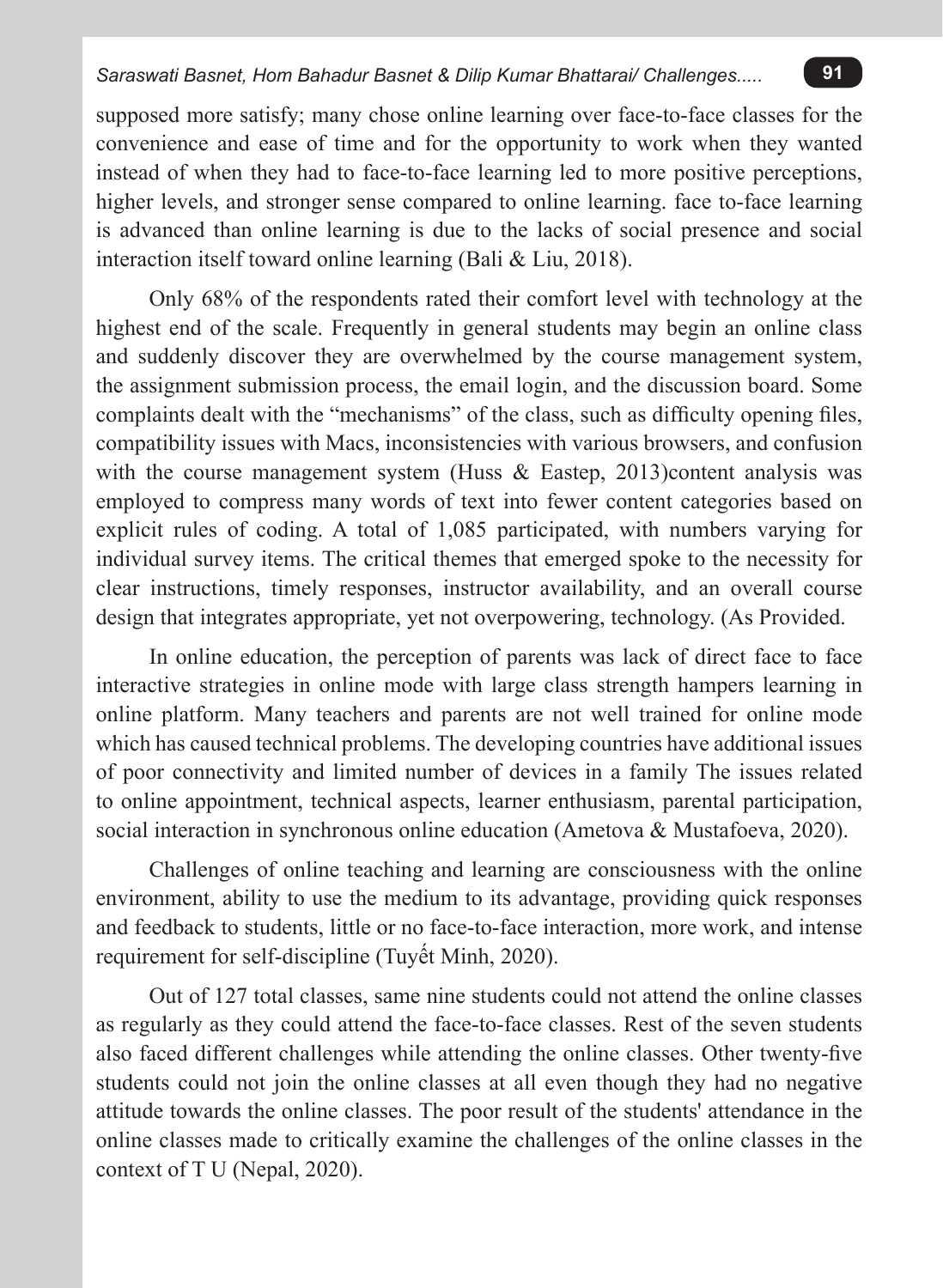supposed more satisfy; many chose online learning over face-to-face classes for the convenience and ease of time and for the opportunity to work when they wanted instead of when they had to face-to-face learning led to more positive perceptions, higher levels, and stronger sense compared to online learning. face to-face learning is advanced than online learning is due to the lacks of social presence and social interaction itself toward online learning (Bali & Liu, 2018).

Only 68% of the respondents rated their comfort level with technology at the highest end of the scale. Frequently in general students may begin an online class and suddenly discover they are overwhelmed by the course management system, the assignment submission process, the email login, and the discussion board. Some complaints dealt with the "mechanisms" of the class, such as difficulty opening files, compatibility issues with Macs, inconsistencies with various browsers, and confusion with the course management system (Huss & Eastep, 2013)content analysis was employed to compress many words of text into fewer content categories based on explicit rules of coding. A total of 1,085 participated, with numbers varying for individual survey items. The critical themes that emerged spoke to the necessity for clear instructions, timely responses, instructor availability, and an overall course design that integrates appropriate, yet not overpowering, technology. (As Provided.

In online education, the perception of parents was lack of direct face to face interactive strategies in online mode with large class strength hampers learning in online platform. Many teachers and parents are not well trained for online mode which has caused technical problems. The developing countries have additional issues of poor connectivity and limited number of devices in a family The issues related to online appointment, technical aspects, learner enthusiasm, parental participation, social interaction in synchronous online education (Ametova & Mustafoeva, 2020).

Challenges of online teaching and learning are consciousness with the online environment, ability to use the medium to its advantage, providing quick responses and feedback to students, little or no face-to-face interaction, more work, and intense requirement for self-discipline (Tuyết Minh, 2020).

Out of 127 total classes, same nine students could not attend the online classes as regularly as they could attend the face-to-face classes. Rest of the seven students also faced different challenges while attending the online classes. Other twenty-five students could not join the online classes at all even though they had no negative attitude towards the online classes. The poor result of the students' attendance in the online classes made to critically examine the challenges of the online classes in the context of T U (Nepal, 2020).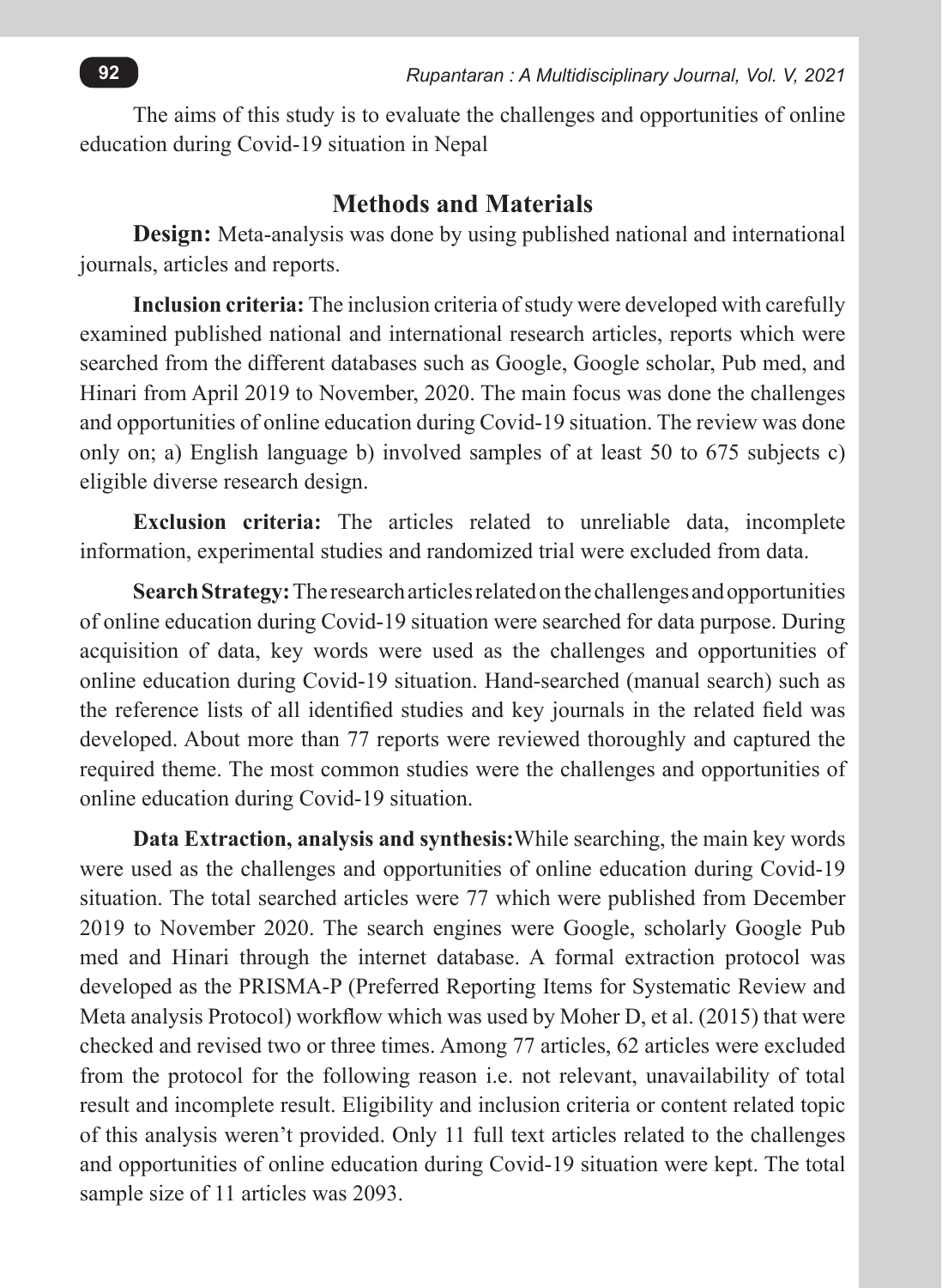The aims of this study is to evaluate the challenges and opportunities of online education during Covid-19 situation in Nepal

## Methods and Materials

**Design:** Meta-analysis was done by using published national and international journals, articles and reports.

**Inclusion criteria:** The inclusion criteria of study were developed with carefully examined published national and international research articles, reports which were searched from the different databases such as Google, Google scholar, Pub med, and Hinari from April 2019 to November, 2020. The main focus was done the challenges and opportunities of online education during Covid-19 situation. The review was done only on; a) English language b) involved samples of at least 50 to 675 subjects c) eligible diverse research design.

**Exclusion criteria:** The articles related to unreliable data, incomplete information, experimental studies and randomized trial were excluded from data.

**Search Strategy:** The research articles related on the challenges and opportunities of online education during Covid-19 situation were searched for data purpose. During acquisition of data, key words were used as the challenges and opportunities of online education during Covid-19 situation. Hand-searched (manual search) such as the reference lists of all identified studies and key journals in the related field was developed. About more than 77 reports were reviewed thoroughly and captured the required theme. The most common studies were the challenges and opportunities of online education during Covid-19 situation.

**Data Extraction, analysis and synthesis:** While searching, the main key words were used as the challenges and opportunities of online education during Covid-19 situation. The total searched articles were 77 which were published from December 2019 to November 2020. The search engines were Google, scholarly Google Pub med and Hinari through the internet database. A formal extraction protocol was developed as the PRISMA-P (Preferred Reporting Items for Systematic Review and Meta analysis Protocol) workflow which was used by Moher D, et al. (2015) that were checked and revised two or three times. Among 77 articles, 62 articles were excluded from the protocol for the following reason i.e. not relevant, unavailability of total result and incomplete result. Eligibility and inclusion criteria or content related topic of this analysis weren't provided. Only 11 full text articles related to the challenges and opportunities of online education during Covid-19 situation were kept. The total sample size of 11 articles was 2093.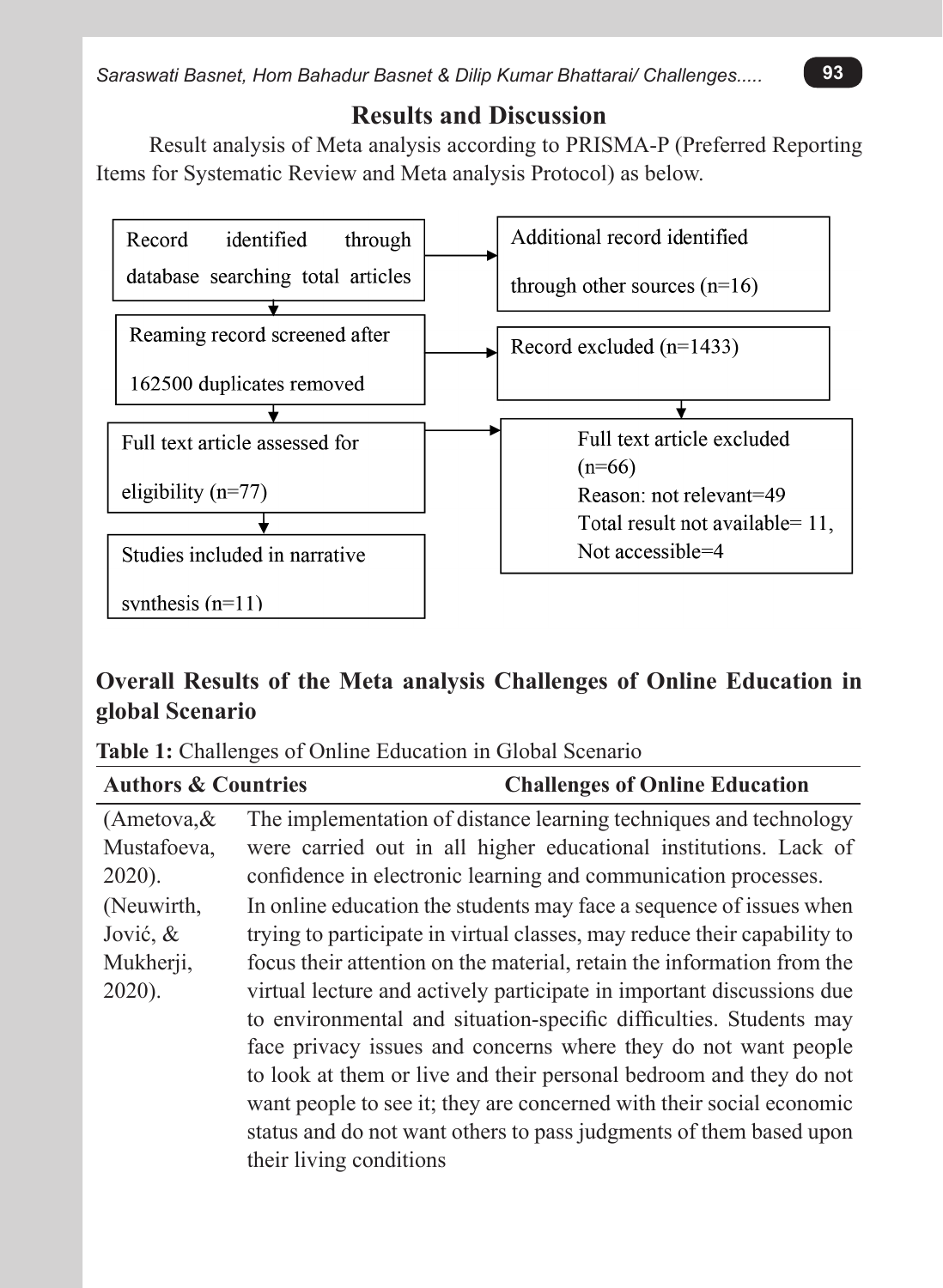## Results and Discussion

Result analysis of Meta analysis according to PRISMA-P (Preferred Reporting Items for Systematic Review and Meta analysis Protocol) as below.

Record identified through database searching total articles

Additional record identified through other sources (n=16)

Reaming record screened after 162500 duplicates removed

Record excluded (n=1433)

Full text article assessed for eligibility (n=77)

Full text article excluded (n=66)
Reason: not relevant=49
Total result not available= 11,
Not accessible=4

Studies included in narrative synthesis (n=11)

### Overall Results of the Meta analysis Challenges of Online Education in global Scenario

**Table 1:** Challenges of Online Education in Global Scenario

| Authors & Countries | Challenges of Online Education |
| --- | --- |
| (Ametova,& Mustafoeva, 2020). | The implementation of distance learning techniques and technology were carried out in all higher educational institutions. Lack of confidence in electronic learning and communication processes. |
| (Neuwirth, Jović, & Mukherji, 2020). | In online education the students may face a sequence of issues when trying to participate in virtual classes, may reduce their capability to focus their attention on the material, retain the information from the virtual lecture and actively participate in important discussions due to environmental and situation-specific difficulties. Students may face privacy issues and concerns where they do not want people to look at them or live and their personal bedroom and they do not want people to see it; they are concerned with their social economic status and do not want others to pass judgments of them based upon their living conditions |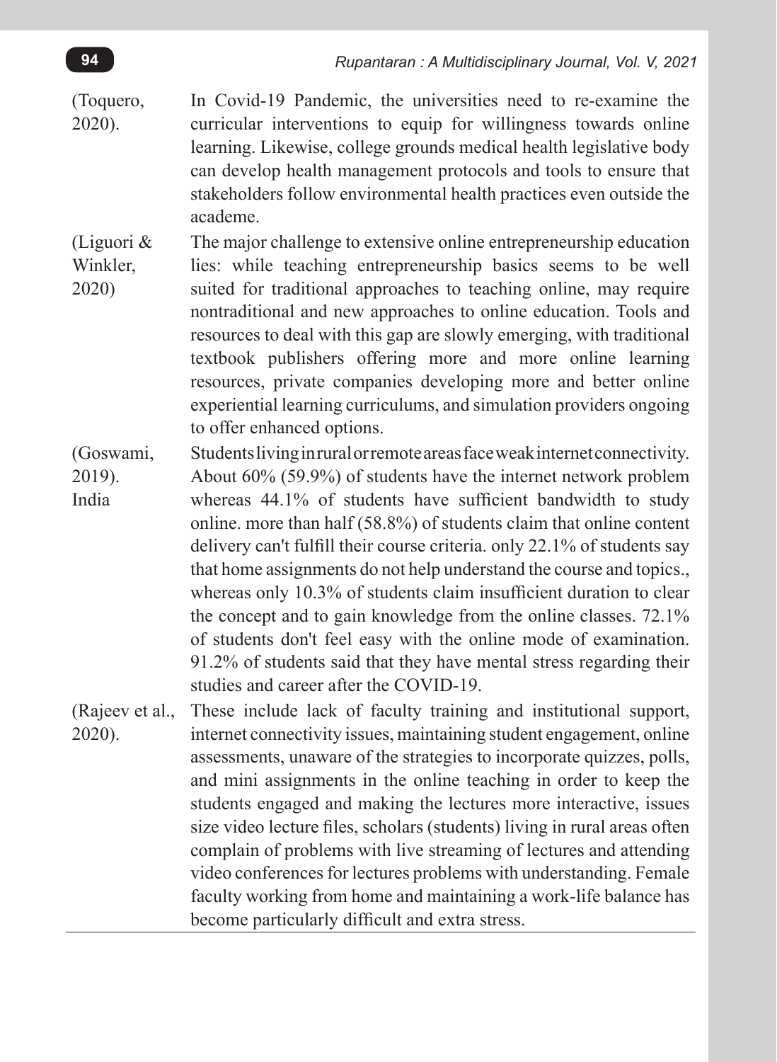| | |
|---|---|
| (Toquero, 2020). | In Covid-19 Pandemic, the universities need to re-examine the curricular interventions to equip for willingness towards online learning. Likewise, college grounds medical health legislative body can develop health management protocols and tools to ensure that stakeholders follow environmental health practices even outside the academe. |
| (Liguori & Winkler, 2020) | The major challenge to extensive online entrepreneurship education lies: while teaching entrepreneurship basics seems to be well suited for traditional approaches to teaching online, may require nontraditional and new approaches to online education. Tools and resources to deal with this gap are slowly emerging, with traditional textbook publishers offering more and more online learning resources, private companies developing more and better online experiential learning curriculums, and simulation providers ongoing to offer enhanced options. |
| (Goswami, 2019). India | Students living in rural or remote areas face weak internet connectivity. About 60% (59.9%) of students have the internet network problem whereas 44.1% of students have sufficient bandwidth to study online. more than half (58.8%) of students claim that online content delivery can't fulfill their course criteria. only 22.1% of students say that home assignments do not help understand the course and topics., whereas only 10.3% of students claim insufficient duration to clear the concept and to gain knowledge from the online classes. 72.1% of students don't feel easy with the online mode of examination. 91.2% of students said that they have mental stress regarding their studies and career after the COVID-19. |
| (Rajeev et al., 2020). | These include lack of faculty training and institutional support, internet connectivity issues, maintaining student engagement, online assessments, unaware of the strategies to incorporate quizzes, polls, and mini assignments in the online teaching in order to keep the students engaged and making the lectures more interactive, issues size video lecture files, scholars (students) living in rural areas often complain of problems with live streaming of lectures and attending video conferences for lectures problems with understanding. Female faculty working from home and maintaining a work-life balance has become particularly difficult and extra stress. |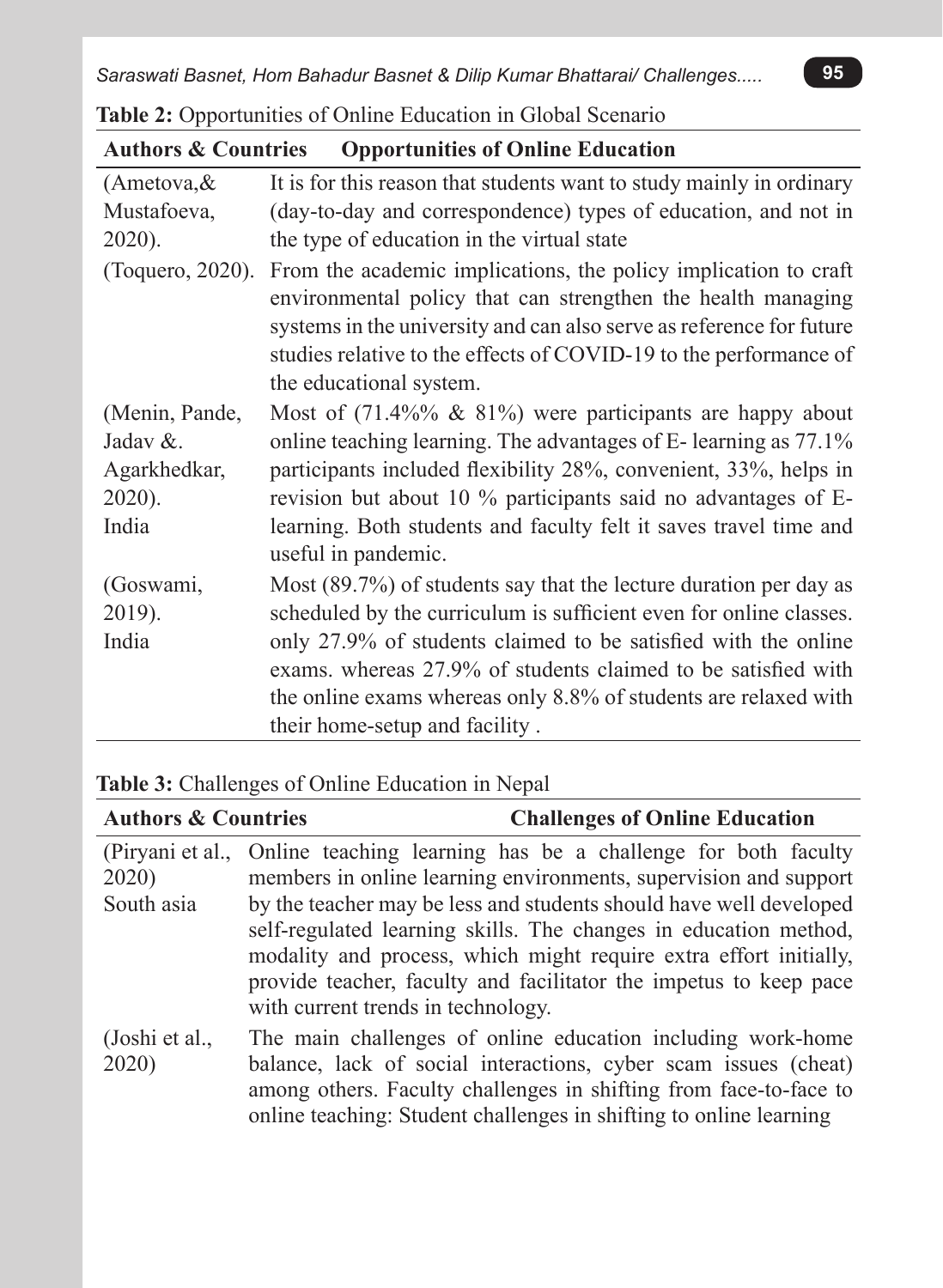**Table 2:** Opportunities of Online Education in Global Scenario

| Authors & Countries | Opportunities of Online Education |
|---|---|
| (Ametova,& Mustafoeva, 2020). | It is for this reason that students want to study mainly in ordinary (day-to-day and correspondence) types of education, and not in the type of education in the virtual state |
| (Toquero, 2020). | From the academic implications, the policy implication to craft environmental policy that can strengthen the health managing systems in the university and can also serve as reference for future studies relative to the effects of COVID-19 to the performance of the educational system. |
| (Menin, Pande, Jadav &. Agarkhedkar, 2020). India | Most of (71.4%% & 81%) were participants are happy about online teaching learning. The advantages of E- learning as 77.1% participants included flexibility 28%, convenient, 33%, helps in revision but about 10 % participants said no advantages of E-learning. Both students and faculty felt it saves travel time and useful in pandemic. |
| (Goswami, 2019). India | Most (89.7%) of students say that the lecture duration per day as scheduled by the curriculum is sufficient even for online classes. only 27.9% of students claimed to be satisfied with the online exams. whereas 27.9% of students claimed to be satisfied with the online exams whereas only 8.8% of students are relaxed with their home-setup and facility . |

**Table 3:** Challenges of Online Education in Nepal

| Authors & Countries | Challenges of Online Education |
|---|---|
| (Piryani et al., 2020) South asia | Online teaching learning has be a challenge for both faculty members in online learning environments, supervision and support by the teacher may be less and students should have well developed self-regulated learning skills. The changes in education method, modality and process, which might require extra effort initially, provide teacher, faculty and facilitator the impetus to keep pace with current trends in technology. |
| (Joshi et al., 2020) | The main challenges of online education including work-home balance, lack of social interactions, cyber scam issues (cheat) among others. Faculty challenges in shifting from face-to-face to online teaching: Student challenges in shifting to online learning |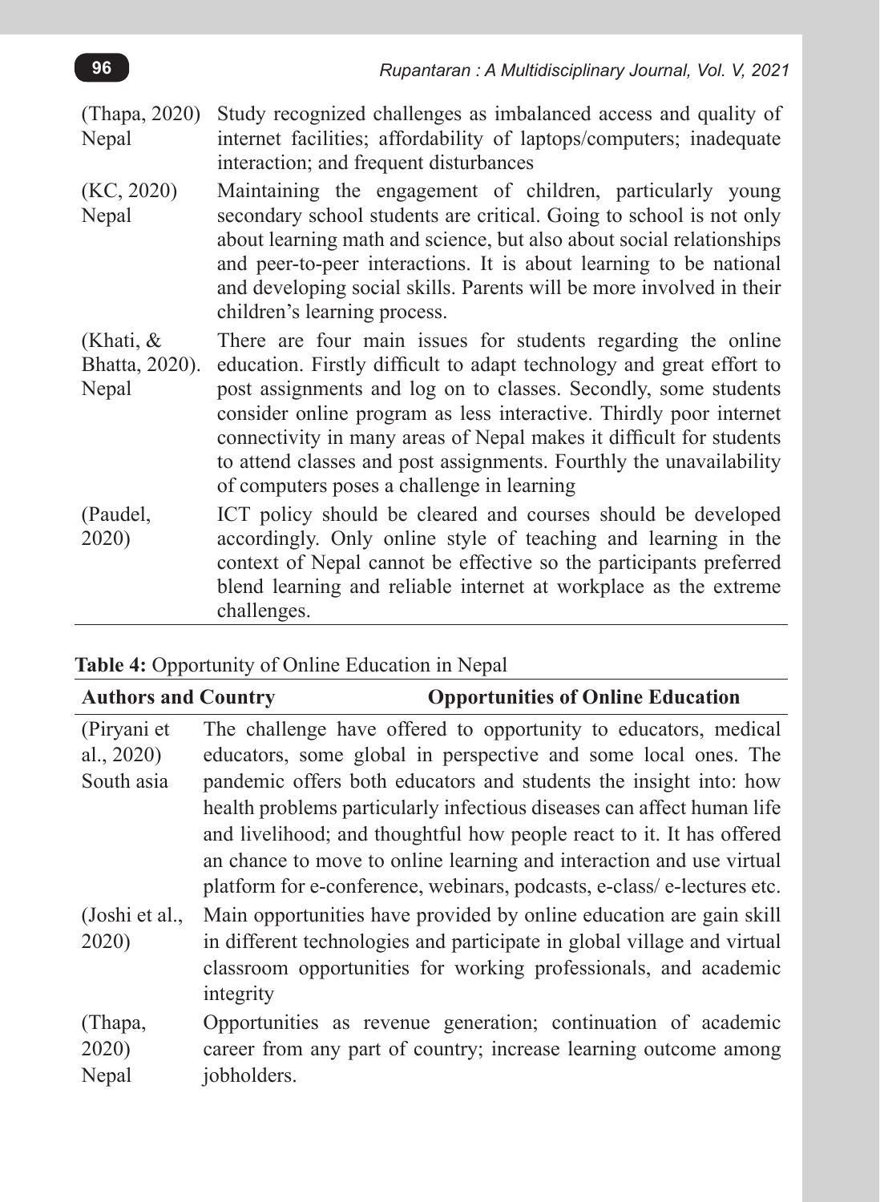| | |
|---|---|
| (Thapa, 2020) Nepal | Study recognized challenges as imbalanced access and quality of internet facilities; affordability of laptops/computers; inadequate interaction; and frequent disturbances |
| (KC, 2020) Nepal | Maintaining the engagement of children, particularly young secondary school students are critical. Going to school is not only about learning math and science, but also about social relationships and peer-to-peer interactions. It is about learning to be national and developing social skills. Parents will be more involved in their children's learning process. |
| (Khati, & Bhatta, 2020). Nepal | There are four main issues for students regarding the online education. Firstly difficult to adapt technology and great effort to post assignments and log on to classes. Secondly, some students consider online program as less interactive. Thirdly poor internet connectivity in many areas of Nepal makes it difficult for students to attend classes and post assignments. Fourthly the unavailability of computers poses a challenge in learning |
| (Paudel, 2020) | ICT policy should be cleared and courses should be developed accordingly. Only online style of teaching and learning in the context of Nepal cannot be effective so the participants preferred blend learning and reliable internet at workplace as the extreme challenges. |

**Table 4:** Opportunity of Online Education in Nepal

| **Authors and Country** | **Opportunities of Online Education** |
|---|---|
| (Piryani et al., 2020) South asia | The challenge have offered to opportunity to educators, medical educators, some global in perspective and some local ones. The pandemic offers both educators and students the insight into: how health problems particularly infectious diseases can affect human life and livelihood; and thoughtful how people react to it. It has offered an chance to move to online learning and interaction and use virtual platform for e-conference, webinars, podcasts, e-class/ e-lectures etc. |
| (Joshi et al., 2020) | Main opportunities have provided by online education are gain skill in different technologies and participate in global village and virtual classroom opportunities for working professionals, and academic integrity |
| (Thapa, 2020) Nepal | Opportunities as revenue generation; continuation of academic career from any part of country; increase learning outcome among jobholders. |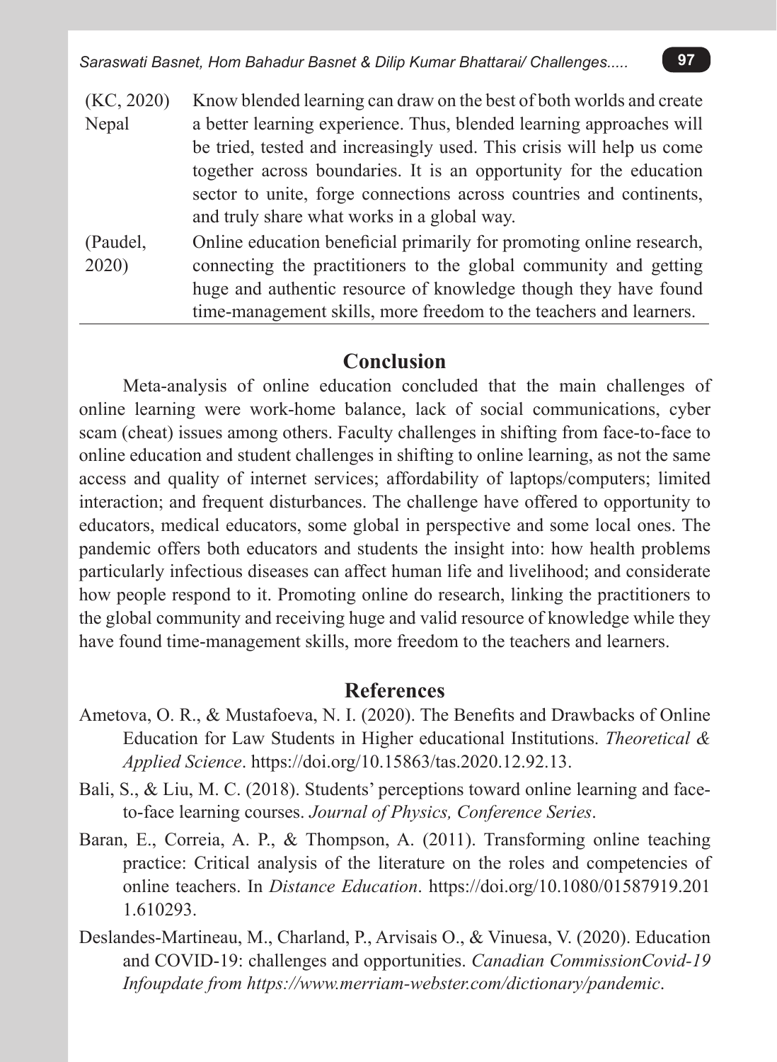| | |
|---|---|
| (KC, 2020) Nepal | Know blended learning can draw on the best of both worlds and create a better learning experience. Thus, blended learning approaches will be tried, tested and increasingly used. This crisis will help us come together across boundaries. It is an opportunity for the education sector to unite, forge connections across countries and continents, and truly share what works in a global way. |
| (Paudel, 2020) | Online education beneficial primarily for promoting online research, connecting the practitioners to the global community and getting huge and authentic resource of knowledge though they have found time-management skills, more freedom to the teachers and learners. |

## Conclusion

Meta-analysis of online education concluded that the main challenges of online learning were work-home balance, lack of social communications, cyber scam (cheat) issues among others. Faculty challenges in shifting from face-to-face to online education and student challenges in shifting to online learning, as not the same access and quality of internet services; affordability of laptops/computers; limited interaction; and frequent disturbances. The challenge have offered to opportunity to educators, medical educators, some global in perspective and some local ones. The pandemic offers both educators and students the insight into: how health problems particularly infectious diseases can affect human life and livelihood; and considerate how people respond to it. Promoting online do research, linking the practitioners to the global community and receiving huge and valid resource of knowledge while they have found time-management skills, more freedom to the teachers and learners.

## References

Ametova, O. R., & Mustafoeva, N. I. (2020). The Benefits and Drawbacks of Online Education for Law Students in Higher educational Institutions. *Theoretical & Applied Science*. https://doi.org/10.15863/tas.2020.12.92.13.

Bali, S., & Liu, M. C. (2018). Students' perceptions toward online learning and face-to-face learning courses. *Journal of Physics, Conference Series*.

Baran, E., Correia, A. P., & Thompson, A. (2011). Transforming online teaching practice: Critical analysis of the literature on the roles and competencies of online teachers. In *Distance Education*. https://doi.org/10.1080/01587919.2011.610293.

Deslandes-Martineau, M., Charland, P., Arvisais O., & Vinuesa, V. (2020). Education and COVID-19: challenges and opportunities. *Canadian CommissionCovid-19 Infoupdate from https://www.merriam-webster.com/dictionary/pandemic*.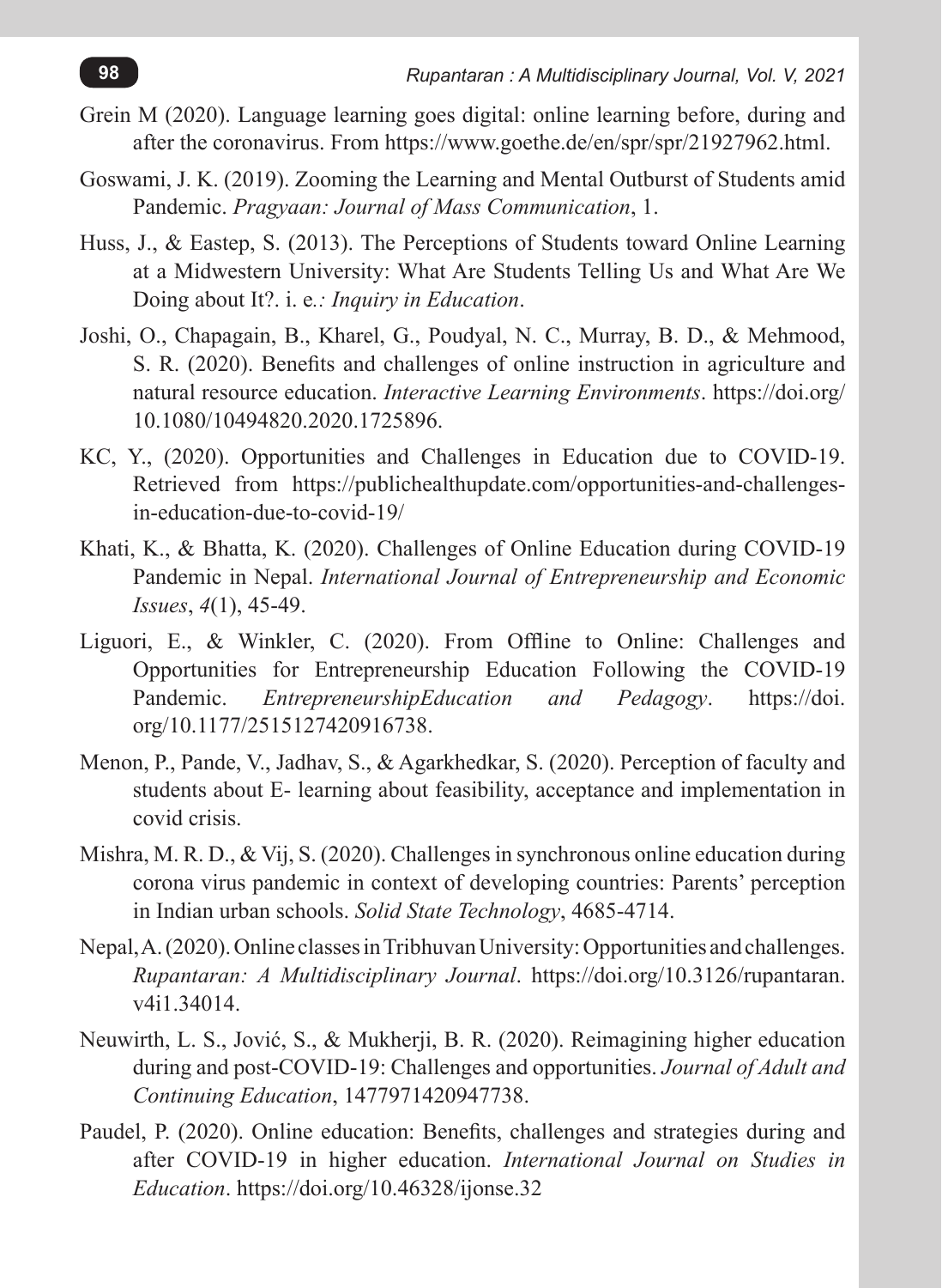Grein M (2020). Language learning goes digital: online learning before, during and after the coronavirus. From https://www.goethe.de/en/spr/spr/21927962.html.

Goswami, J. K. (2019). Zooming the Learning and Mental Outburst of Students amid Pandemic. *Pragyaan: Journal of Mass Communication*, 1.

Huss, J., & Eastep, S. (2013). The Perceptions of Students toward Online Learning at a Midwestern University: What Are Students Telling Us and What Are We Doing about It?. i. e*.: Inquiry in Education*.

Joshi, O., Chapagain, B., Kharel, G., Poudyal, N. C., Murray, B. D., & Mehmood, S. R. (2020). Benefits and challenges of online instruction in agriculture and natural resource education. *Interactive Learning Environments*. https://doi.org/10.1080/10494820.2020.1725896.

KC, Y., (2020). Opportunities and Challenges in Education due to COVID-19. Retrieved from https://publichealthupdate.com/opportunities-and-challenges-in-education-due-to-covid-19/

Khati, K., & Bhatta, K. (2020). Challenges of Online Education during COVID-19 Pandemic in Nepal. *International Journal of Entrepreneurship and Economic Issues*, *4*(1), 45-49.

Liguori, E., & Winkler, C. (2020). From Offline to Online: Challenges and Opportunities for Entrepreneurship Education Following the COVID-19 Pandemic. *EntrepreneurshipEducation and Pedagogy*. https://doi.org/10.1177/2515127420916738.

Menon, P., Pande, V., Jadhav, S., & Agarkhedkar, S. (2020). Perception of faculty and students about E- learning about feasibility, acceptance and implementation in covid crisis.

Mishra, M. R. D., & Vij, S. (2020). Challenges in synchronous online education during corona virus pandemic in context of developing countries: Parents' perception in Indian urban schools. *Solid State Technology*, 4685-4714.

Nepal, A. (2020). Online classes in Tribhuvan University: Opportunities and challenges. *Rupantaran: A Multidisciplinary Journal*. https://doi.org/10.3126/rupantaran.v4i1.34014.

Neuwirth, L. S., Jović, S., & Mukherji, B. R. (2020). Reimagining higher education during and post-COVID-19: Challenges and opportunities. *Journal of Adult and Continuing Education*, 1477971420947738.

Paudel, P. (2020). Online education: Benefits, challenges and strategies during and after COVID-19 in higher education. *International Journal on Studies in Education*. https://doi.org/10.46328/ijonse.32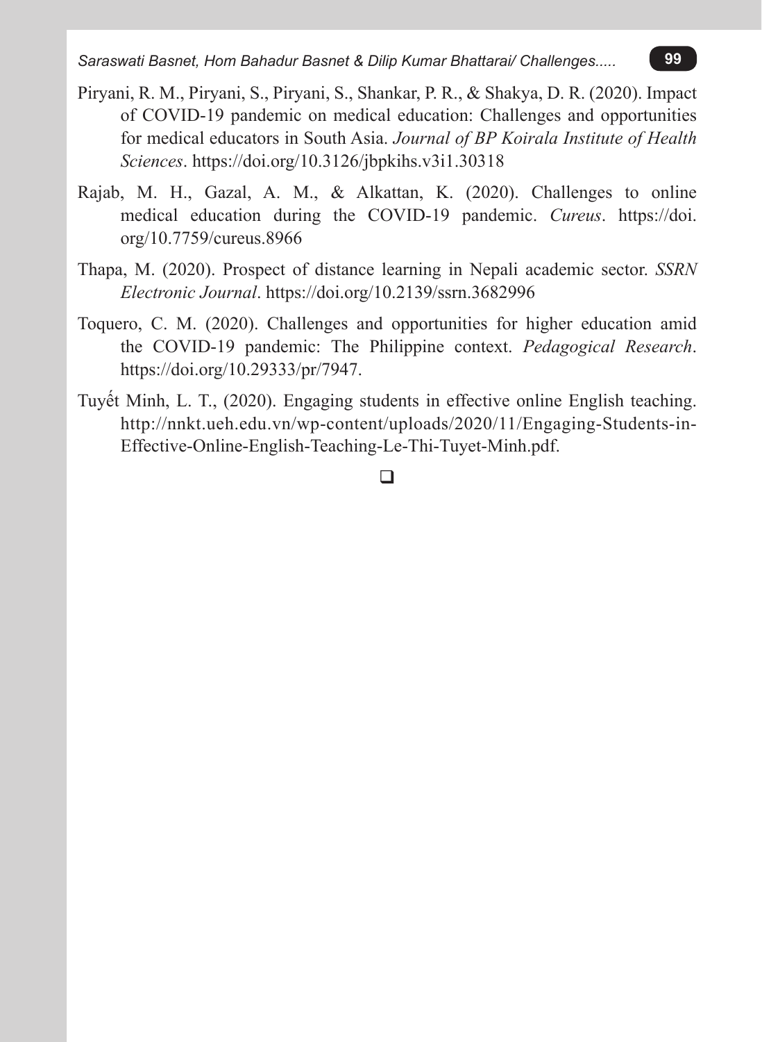Piryani, R. M., Piryani, S., Piryani, S., Shankar, P. R., & Shakya, D. R. (2020). Impact of COVID-19 pandemic on medical education: Challenges and opportunities for medical educators in South Asia. *Journal of BP Koirala Institute of Health Sciences*. https://doi.org/10.3126/jbpkihs.v3i1.30318

Rajab, M. H., Gazal, A. M., & Alkattan, K. (2020). Challenges to online medical education during the COVID-19 pandemic. *Cureus*. https://doi.org/10.7759/cureus.8966

Thapa, M. (2020). Prospect of distance learning in Nepali academic sector. *SSRN Electronic Journal*. https://doi.org/10.2139/ssrn.3682996

Toquero, C. M. (2020). Challenges and opportunities for higher education amid the COVID-19 pandemic: The Philippine context. *Pedagogical Research*. https://doi.org/10.29333/pr/7947.

Tuyết Minh, L. T., (2020). Engaging students in effective online English teaching. http://nnkt.ueh.edu.vn/wp-content/uploads/2020/11/Engaging-Students-in-Effective-Online-English-Teaching-Le-Thi-Tuyet-Minh.pdf.

❑